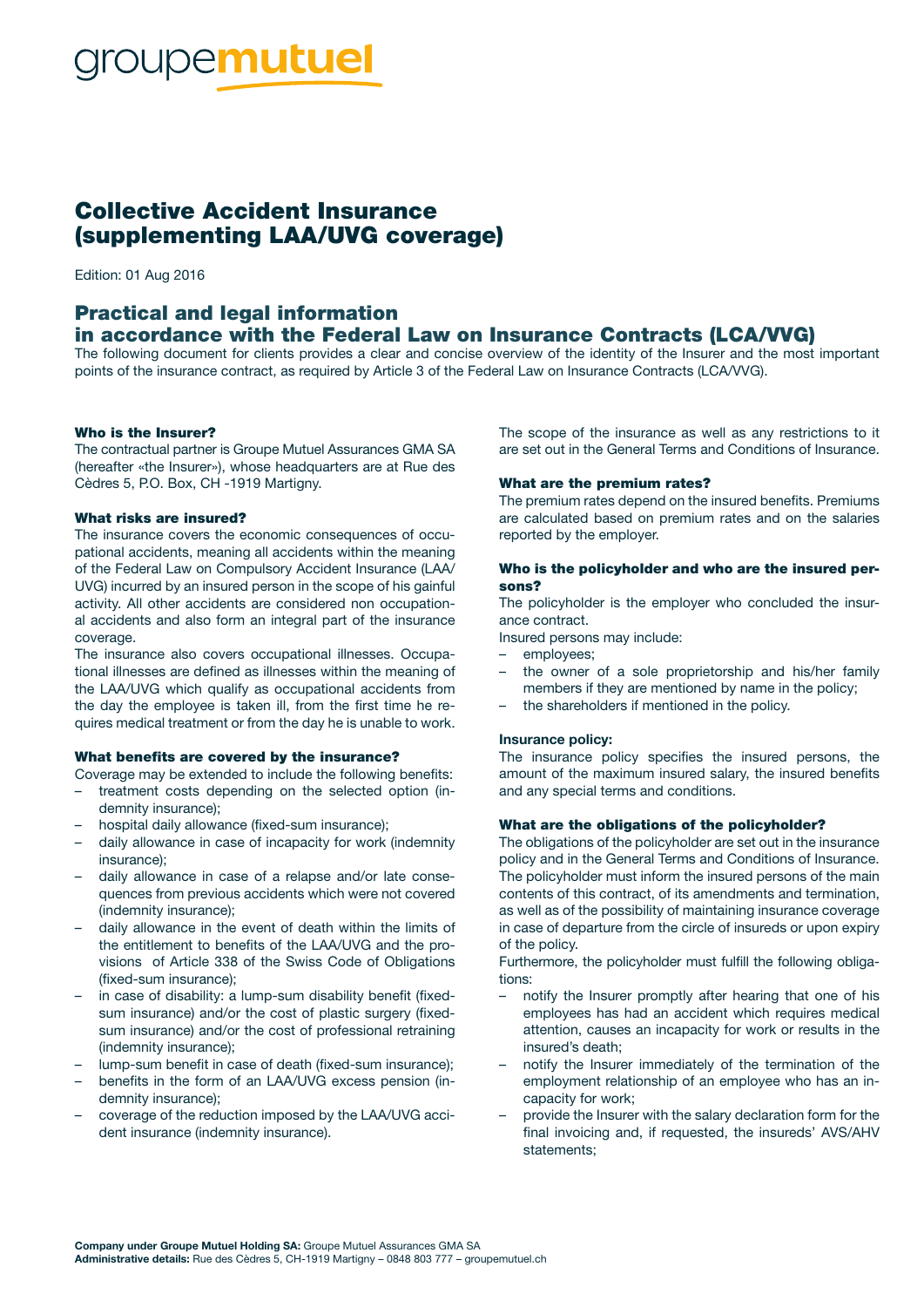groupemutuel

# Collective Accident Insurance (supplementing LAA/UVG coverage)

Edition: 01 Aug 2016

## Practical and legal information in accordance with the Federal Law on Insurance Contracts (LCA/VVG)

The following document for clients provides a clear and concise overview of the identity of the Insurer and the most important points of the insurance contract, as required by Article 3 of the Federal Law on Insurance Contracts (LCA/VVG).

### Who is the Insurer?

The contractual partner is Groupe Mutuel Assurances GMA SA (hereafter «the Insurer»), whose headquarters are at Rue des Cèdres 5, P.O. Box, CH -1919 Martigny.

### What risks are insured?

The insurance covers the economic consequences of occupational accidents, meaning all accidents within the meaning of the Federal Law on Compulsory Accident Insurance (LAA/UVG) incurred by an insured person in the scope of his gainful activity. All other accidents are considered non occupational accidents and also form an integral part of the insurance coverage.

The insurance also covers occupational illnesses. Occupational illnesses are defined as illnesses within the meaning of the LAA/UVG which qualify as occupational accidents from the day the employee is taken ill, from the first time he requires medical treatment or from the day he is unable to work.

### What benefits are covered by the insurance?

Coverage may be extended to include the following benefits:

- treatment costs depending on the selected option (indemnity insurance);
- hospital daily allowance (fixed-sum insurance);
- daily allowance in case of incapacity for work (indemnity insurance);
- daily allowance in case of a relapse and/or late consequences from previous accidents which were not covered (indemnity insurance);
- daily allowance in the event of death within the limits of the entitlement to benefits of the LAA/UVG and the provisions of Article 338 of the Swiss Code of Obligations (fixed-sum insurance);
- in case of disability: a lump-sum disability benefit (fixed-sum insurance) and/or the cost of plastic surgery (fixed-sum insurance) and/or the cost of professional retraining (indemnity insurance);
- lump-sum benefit in case of death (fixed-sum insurance);
- benefits in the form of an LAA/UVG excess pension (indemnity insurance);
- coverage of the reduction imposed by the LAA/UVG accident insurance (indemnity insurance).

The scope of the insurance as well as any restrictions to it are set out in the General Terms and Conditions of Insurance.

### What are the premium rates?

The premium rates depend on the insured benefits. Premiums are calculated based on premium rates and on the salaries reported by the employer.

### Who is the policyholder and who are the insured persons?

The policyholder is the employer who concluded the insurance contract.

Insured persons may include:

- employees;
- the owner of a sole proprietorship and his/her family members if they are mentioned by name in the policy;
- the shareholders if mentioned in the policy.

### Insurance policy:

The insurance policy specifies the insured persons, the amount of the maximum insured salary, the insured benefits and any special terms and conditions.

### What are the obligations of the policyholder?

The obligations of the policyholder are set out in the insurance policy and in the General Terms and Conditions of Insurance. The policyholder must inform the insured persons of the main contents of this contract, of its amendments and termination, as well as of the possibility of maintaining insurance coverage in case of departure from the circle of insureds or upon expiry of the policy.

Furthermore, the policyholder must fulfill the following obligations:

- notify the Insurer promptly after hearing that one of his employees has had an accident which requires medical attention, causes an incapacity for work or results in the insured's death;
- notify the Insurer immediately of the termination of the employment relationship of an employee who has an incapacity for work;
- provide the Insurer with the salary declaration form for the final invoicing and, if requested, the insureds' AVS/AHV statements;

**Company under Groupe Mutuel Holding SA:** Groupe Mutuel Assurances GMA SA
**Administrative details:** Rue des Cèdres 5, CH-1919 Martigny – 0848 803 777 – groupemutuel.ch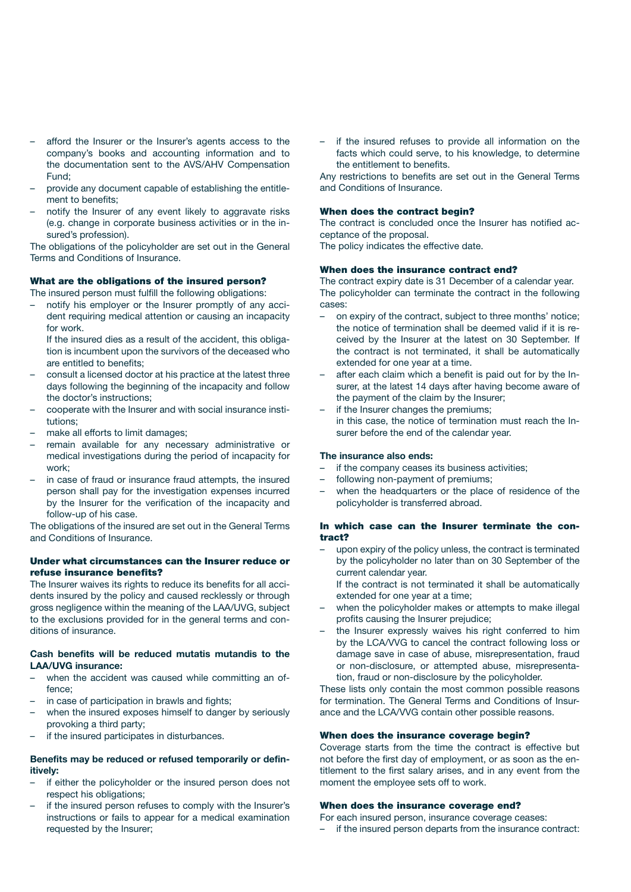- afford the Insurer or the Insurer's agents access to the company's books and accounting information and to the documentation sent to the AVS/AHV Compensation Fund;
- provide any document capable of establishing the entitlement to benefits;
- notify the Insurer of any event likely to aggravate risks (e.g. change in corporate business activities or in the insured's profession).

The obligations of the policyholder are set out in the General Terms and Conditions of Insurance.

### What are the obligations of the insured person?

The insured person must fulfill the following obligations:

- notify his employer or the Insurer promptly of any accident requiring medical attention or causing an incapacity for work.
  If the insured dies as a result of the accident, this obligation is incumbent upon the survivors of the deceased who are entitled to benefits;
- consult a licensed doctor at his practice at the latest three days following the beginning of the incapacity and follow the doctor's instructions;
- cooperate with the Insurer and with social insurance institutions;
- make all efforts to limit damages;
- remain available for any necessary administrative or medical investigations during the period of incapacity for work;
- in case of fraud or insurance fraud attempts, the insured person shall pay for the investigation expenses incurred by the Insurer for the verification of the incapacity and follow-up of his case.

The obligations of the insured are set out in the General Terms and Conditions of Insurance.

### Under what circumstances can the Insurer reduce or refuse insurance benefits?

The Insurer waives its rights to reduce its benefits for all accidents insured by the policy and caused recklessly or through gross negligence within the meaning of the LAA/UVG, subject to the exclusions provided for in the general terms and conditions of insurance.

**Cash benefits will be reduced mutatis mutandis to the LAA/UVG insurance:**

- when the accident was caused while committing an offence;
- in case of participation in brawls and fights;
- when the insured exposes himself to danger by seriously provoking a third party;
- if the insured participates in disturbances.

**Benefits may be reduced or refused temporarily or definitively:**

- if either the policyholder or the insured person does not respect his obligations;
- if the insured person refuses to comply with the Insurer's instructions or fails to appear for a medical examination requested by the Insurer;
- if the insured refuses to provide all information on the facts which could serve, to his knowledge, to determine the entitlement to benefits.

Any restrictions to benefits are set out in the General Terms and Conditions of Insurance.

### When does the contract begin?

The contract is concluded once the Insurer has notified acceptance of the proposal.
The policy indicates the effective date.

### When does the insurance contract end?

The contract expiry date is 31 December of a calendar year.
The policyholder can terminate the contract in the following cases:

- on expiry of the contract, subject to three months' notice; the notice of termination shall be deemed valid if it is received by the Insurer at the latest on 30 September. If the contract is not terminated, it shall be automatically extended for one year at a time.
- after each claim which a benefit is paid out for by the Insurer, at the latest 14 days after having become aware of the payment of the claim by the Insurer;
- if the Insurer changes the premiums;
  in this case, the notice of termination must reach the Insurer before the end of the calendar year.

**The insurance also ends:**

- if the company ceases its business activities;
- following non-payment of premiums;
- when the headquarters or the place of residence of the policyholder is transferred abroad.

### In which case can the Insurer terminate the contract?

- upon expiry of the policy unless, the contract is terminated by the policyholder no later than on 30 September of the current calendar year.
  If the contract is not terminated it shall be automatically extended for one year at a time;
- when the policyholder makes or attempts to make illegal profits causing the Insurer prejudice;
- the Insurer expressly waives his right conferred to him by the LCA/VVG to cancel the contract following loss or damage save in case of abuse, misrepresentation, fraud or non-disclosure, or attempted abuse, misrepresentation, fraud or non-disclosure by the policyholder.

These lists only contain the most common possible reasons for termination. The General Terms and Conditions of Insurance and the LCA/VVG contain other possible reasons.

### When does the insurance coverage begin?

Coverage starts from the time the contract is effective but not before the first day of employment, or as soon as the entitlement to the first salary arises, and in any event from the moment the employee sets off to work.

### When does the insurance coverage end?

For each insured person, insurance coverage ceases:

- if the insured person departs from the insurance contract: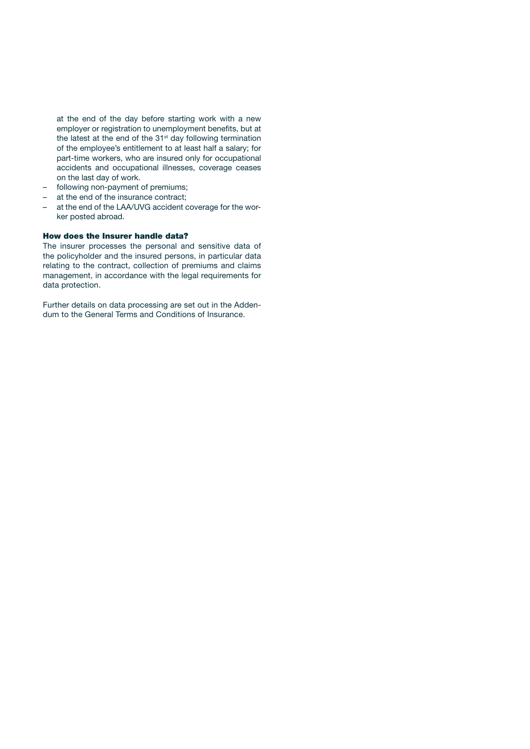at the end of the day before starting work with a new employer or registration to unemployment benefits, but at the latest at the end of the 31st day following termination of the employee's entitlement to at least half a salary; for part-time workers, who are insured only for occupational accidents and occupational illnesses, coverage ceases on the last day of work.

- following non-payment of premiums;
- at the end of the insurance contract;
- at the end of the LAA/UVG accident coverage for the worker posted abroad.

**How does the Insurer handle data?**

The insurer processes the personal and sensitive data of the policyholder and the insured persons, in particular data relating to the contract, collection of premiums and claims management, in accordance with the legal requirements for data protection.

Further details on data processing are set out in the Addendum to the General Terms and Conditions of Insurance.